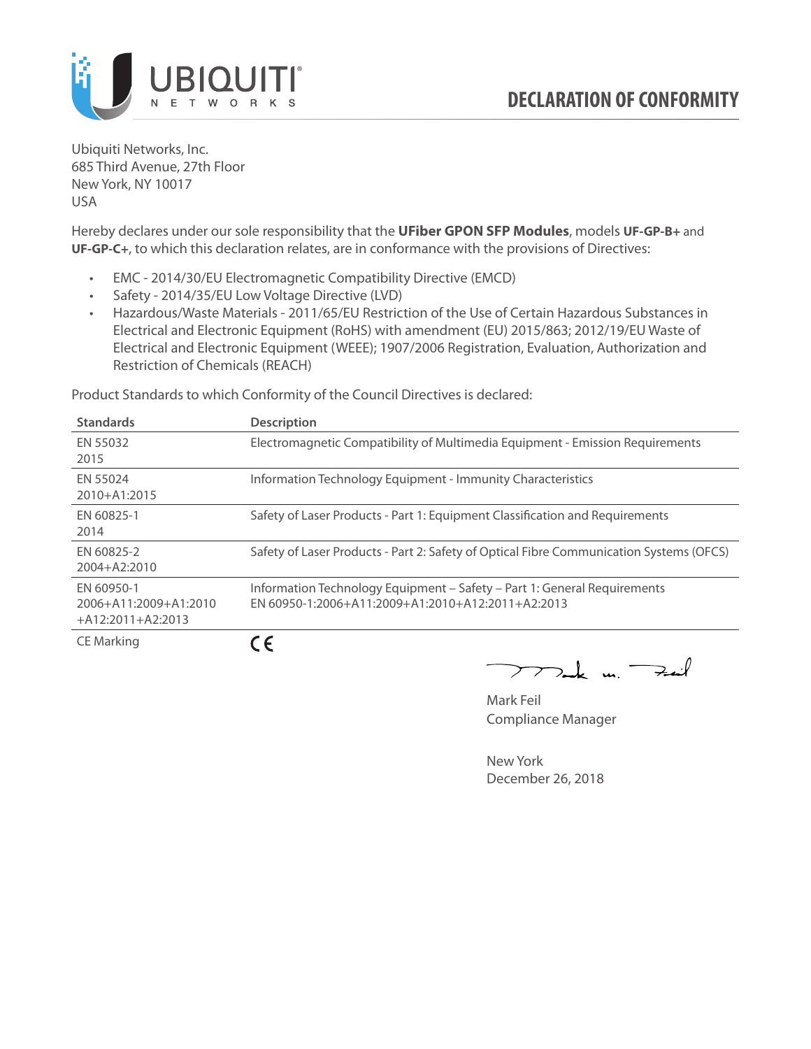# DECLARATION OF CONFORMITY

Ubiquiti Networks, Inc.
685 Third Avenue, 27th Floor
New York, NY 10017
USA

Hereby declares under our sole responsibility that the **UFiber GPON SFP Modules**, models **UF-GP-B+** and **UF-GP-C+**, to which this declaration relates, are in conformance with the provisions of Directives:

- EMC - 2014/30/EU Electromagnetic Compatibility Directive (EMCD)
- Safety - 2014/35/EU Low Voltage Directive (LVD)
- Hazardous/Waste Materials - 2011/65/EU Restriction of the Use of Certain Hazardous Substances in Electrical and Electronic Equipment (RoHS) with amendment (EU) 2015/863; 2012/19/EU Waste of Electrical and Electronic Equipment (WEEE); 1907/2006 Registration, Evaluation, Authorization and Restriction of Chemicals (REACH)

Product Standards to which Conformity of the Council Directives is declared:

| Standards | Description |
|---|---|
| EN 55032<br>2015 | Electromagnetic Compatibility of Multimedia Equipment - Emission Requirements |
| EN 55024<br>2010+A1:2015 | Information Technology Equipment - Immunity Characteristics |
| EN 60825-1<br>2014 | Safety of Laser Products - Part 1: Equipment Classification and Requirements |
| EN 60825-2<br>2004+A2:2010 | Safety of Laser Products - Part 2: Safety of Optical Fibre Communication Systems (OFCS) |
| EN 60950-1<br>2006+A11:2009+A1:2010<br>+A12:2011+A2:2013 | Information Technology Equipment – Safety – Part 1: General Requirements<br>EN 60950-1:2006+A11:2009+A1:2010+A12:2011+A2:2013 |
| CE Marking | CE |

Mark Feil
Compliance Manager

New York
December 26, 2018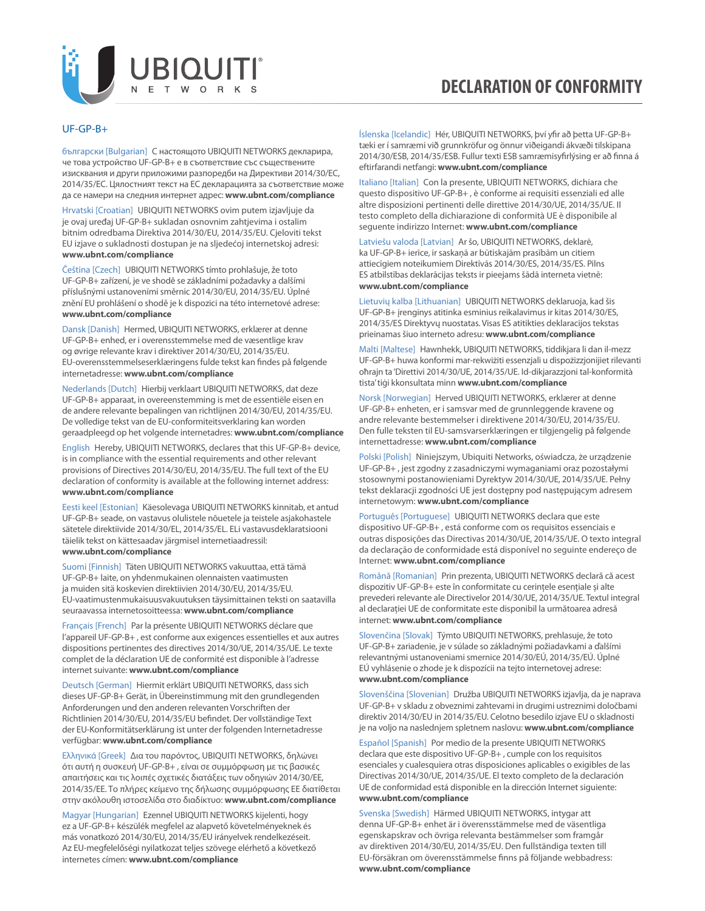# DECLARATION OF CONFORMITY

## UF-GP-B+

български [Bulgarian] С настоящото UBIQUITI NETWORKS декларира, че това устройство UF-GP-B+ е в съответствие със съществените изисквания и други приложими разпоредби на Директиви 2014/30/ЕС, 2014/35/ЕС. Цялостният текст на ЕС декларацията за съответствие може да се намери на следния интернет адрес: **www.ubnt.com/compliance**

Hrvatski [Croatian] UBIQUITI NETWORKS ovim putem izjavljuje da je ovaj uređaj UF-GP-B+ sukladan osnovnim zahtjevima i ostalim bitnim odredbama Direktiva 2014/30/EU, 2014/35/EU. Cjeloviti tekst EU izjave o sukladnosti dostupan je na sljedećoj internetskoj adresi: **www.ubnt.com/compliance**

Čeština [Czech] UBIQUITI NETWORKS tímto prohlašuje, že toto UF-GP-B+ zařízení, je ve shodě se základními požadavky a dalšími příslušnými ustanoveními směrnic 2014/30/EU, 2014/35/EU. Úplné znění EU prohlášení o shodě je k dispozici na této internetové adrese: **www.ubnt.com/compliance**

Dansk [Danish] Hermed, UBIQUITI NETWORKS, erklærer at denne UF-GP-B+ enhed, er i overensstemmelse med de væsentlige krav og øvrige relevante krav i direktiver 2014/30/EU, 2014/35/EU. EU-overensstemmelseserklæringens fulde tekst kan findes på følgende internetadresse: **www.ubnt.com/compliance**

Nederlands [Dutch] Hierbij verklaart UBIQUITI NETWORKS, dat deze UF-GP-B+ apparaat, in overeenstemming is met de essentiële eisen en de andere relevante bepalingen van richtlijnen 2014/30/EU, 2014/35/EU. De volledige tekst van de EU-conformiteitsverklaring kan worden geraadpleegd op het volgende internetadres: **www.ubnt.com/compliance**

English Hereby, UBIQUITI NETWORKS, declares that this UF-GP-B+ device, is in compliance with the essential requirements and other relevant provisions of Directives 2014/30/EU, 2014/35/EU. The full text of the EU declaration of conformity is available at the following internet address: **www.ubnt.com/compliance**

Eesti keel [Estonian] Käesolevaga UBIQUITI NETWORKS kinnitab, et antud UF-GP-B+ seade, on vastavus olulistele nõuetele ja teistele asjakohastele sätetele direktiivide 2014/30/EL, 2014/35/EL. ELi vastavusdeklaratsiooni täielik tekst on kättesaadav järgmisel internetiaadressil: **www.ubnt.com/compliance**

Suomi [Finnish] Täten UBIQUITI NETWORKS vakuuttaa, että tämä UF-GP-B+ laite, on yhdenmukainen olennaisten vaatimusten ja muiden sitä koskevien direktiivien 2014/30/EU, 2014/35/EU. EU-vaatimustenmukaisuusvakuutuksen täysimittainen teksti on saatavilla seuraavassa internetosoitteessa: **www.ubnt.com/compliance**

Français [French] Par la présente UBIQUITI NETWORKS déclare que l'appareil UF-GP-B+ , est conforme aux exigences essentielles et aux autres dispositions pertinentes des directives 2014/30/UE, 2014/35/UE. Le texte complet de la déclaration UE de conformité est disponible à l'adresse internet suivante: **www.ubnt.com/compliance**

Deutsch [German] Hiermit erklärt UBIQUITI NETWORKS, dass sich dieses UF-GP-B+ Gerät, in Übereinstimmung mit den grundlegenden Anforderungen und den anderen relevanten Vorschriften der Richtlinien 2014/30/EU, 2014/35/EU befindet. Der vollständige Text der EU-Konformitätserklärung ist unter der folgenden Internetadresse verfügbar: **www.ubnt.com/compliance**

Ελληνικά [Greek] Δια του παρόντος, UBIQUITI NETWORKS, δηλώνει ότι αυτή η συσκευή UF-GP-B+ , είναι σε συμμόρφωση με τις βασικές απαιτήσεις και τις λοιπές σχετικές διατάξεις των οδηγιών 2014/30/ΕΕ, 2014/35/ΕΕ. Το πλήρες κείμενο της δήλωσης συμμόρφωσης ΕΕ διατίθεται στην ακόλουθη ιστοσελίδα στο διαδίκτυο: **www.ubnt.com/compliance**

Magyar [Hungarian] Ezennel UBIQUITI NETWORKS kijelenti, hogy ez a UF-GP-B+ készülék megfelel az alapvető követelményeknek és más vonatkozó 2014/30/EU, 2014/35/EU irányelvek rendelkezéseit. Az EU-megfelelőségi nyilatkozat teljes szövege elérhető a következő internetes címen: **www.ubnt.com/compliance**

Íslenska [Icelandic] Hér, UBIQUITI NETWORKS, því yfir að þetta UF-GP-B+ tæki er í samræmi við grunnkröfur og önnur viðeigandi ákvæði tilskipana 2014/30/ESB, 2014/35/ESB. Fullur texti ESB samræmisyfirlýsing er að finna á eftirfarandi netfangi: **www.ubnt.com/compliance**

Italiano [Italian] Con la presente, UBIQUITI NETWORKS, dichiara che questo dispositivo UF-GP-B+ , è conforme ai requisiti essenziali ed alle altre disposizioni pertinenti delle direttive 2014/30/UE, 2014/35/UE. Il testo completo della dichiarazione di conformità UE è disponibile al seguente indirizzo Internet: **www.ubnt.com/compliance**

Latviešu valoda [Latvian] Ar šo, UBIQUITI NETWORKS, deklarē, ka UF-GP-B+ ierīce, ir saskaņā ar būtiskajām prasībām un citiem attiecīgiem noteikumiem Direktīvās 2014/30/ES, 2014/35/ES. Pilns ES atbilstības deklarācijas teksts ir pieejams šādā interneta vietnē: **www.ubnt.com/compliance**

Lietuvių kalba [Lithuanian] UBIQUITI NETWORKS deklaruoja, kad šis UF-GP-B+ įrenginys atitinka esminius reikalavimus ir kitas 2014/30/ES, 2014/35/ES Direktyvų nuostatas. Visas ES atitikties deklaracijos tekstas prieinamas šiuo interneto adresu: **www.ubnt.com/compliance**

Malti [Maltese] Hawnhekk, UBIQUITI NETWORKS, tiddikjara li dan il-mezz UF-GP-B+ huwa konformi mar-rekwiżiti essenzjali u dispożizzjonijiet rilevanti oħrajn ta 'Direttivi 2014/30/UE, 2014/35/UE. Id-dikjarazzjoni tal-konformità tista' tiġi kkonsultata minn **www.ubnt.com/compliance**

Norsk [Norwegian] Herved UBIQUITI NETWORKS, erklærer at denne UF-GP-B+ enheten, er i samsvar med de grunnleggende kravene og andre relevante bestemmelser i direktivene 2014/30/EU, 2014/35/EU. Den fulle teksten til EU-samsvarserklæringen er tilgjengelig på følgende internettadresse: **www.ubnt.com/compliance**

Polski [Polish] Niniejszym, Ubiquiti Networks, oświadcza, że urządzenie UF-GP-B+ , jest zgodny z zasadniczymi wymaganiami oraz pozostałymi stosownymi postanowieniami Dyrektyw 2014/30/UE, 2014/35/UE. Pełny tekst deklaracji zgodności UE jest dostępny pod następującym adresem internetowym: **www.ubnt.com/compliance**

Português [Portuguese] UBIQUITI NETWORKS declara que este dispositivo UF-GP-B+ , está conforme com os requisitos essenciais e outras disposições das Directivas 2014/30/UE, 2014/35/UE. O texto integral da declaração de conformidade está disponível no seguinte endereço de Internet: **www.ubnt.com/compliance**

Română [Romanian] Prin prezenta, UBIQUITI NETWORKS declară că acest dispozitiv UF-GP-B+ este în conformitate cu cerințele esențiale și alte prevederi relevante ale Directivelor 2014/30/UE, 2014/35/UE. Textul integral al declarației UE de conformitate este disponibil la următoarea adresă internet: **www.ubnt.com/compliance**

Slovenčina [Slovak] Týmto UBIQUITI NETWORKS, prehlasuje, že toto UF-GP-B+ zariadenie, je v súlade so základnými požiadavkami a ďalšími relevantnými ustanoveniami smernice 2014/30/EÚ, 2014/35/EÚ. Úplné EÚ vyhlásenie o zhode je k dispozícii na tejto internetovej adrese: **www.ubnt.com/compliance**

Slovenščina [Slovenian] Družba UBIQUITI NETWORKS izjavlja, da je naprava UF-GP-B+ v skladu z obveznimi zahtevami in drugimi ustreznimi določbami direktiv 2014/30/EU in 2014/35/EU. Celotno besedilo izjave EU o skladnosti je na voljo na naslednjem spletnem naslovu: **www.ubnt.com/compliance**

Español [Spanish] Por medio de la presente UBIQUITI NETWORKS declara que este dispositivo UF-GP-B+ , cumple con los requisitos esenciales y cualesquiera otras disposiciones aplicables o exigibles de las Directivas 2014/30/UE, 2014/35/UE. El texto completo de la declaración UE de conformidad está disponible en la dirección Internet siguiente: **www.ubnt.com/compliance**

Svenska [Swedish] Härmed UBIQUITI NETWORKS, intygar att denna UF-GP-B+ enhet är i överensstämmelse med de väsentliga egenskapskrav och övriga relevanta bestämmelser som framgår av direktiven 2014/30/EU, 2014/35/EU. Den fullständiga texten till EU-försäkran om överensstämmelse finns på följande webbadress: **www.ubnt.com/compliance**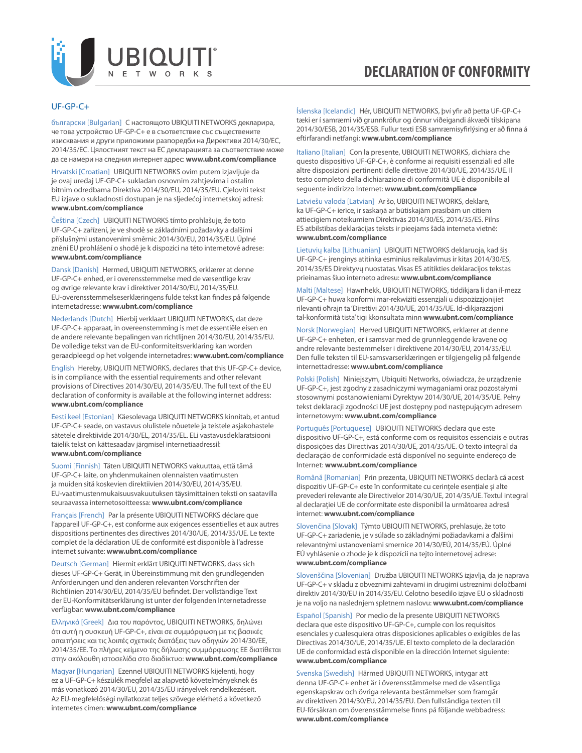UBIQUITI NETWORKS

# DECLARATION OF CONFORMITY

## UF-GP-C+

български [Bulgarian] С настоящото UBIQUITI NETWORKS декларира, че това устройство UF-GP-C+ е в съответствие със съществените изисквания и други приложими разпоредби на Директиви 2014/30/ЕС, 2014/35/ЕС. Цялостният текст на ЕС декларацията за съответствие може да се намери на следния интернет адрес: **www.ubnt.com/compliance**

Hrvatski [Croatian] UBIQUITI NETWORKS ovim putem izjavljuje da je ovaj uređaj UF-GP-C+ sukladan osnovnim zahtjevima i ostalim bitnim odredbama Direktiva 2014/30/EU, 2014/35/EU. Cjeloviti tekst EU izjave o sukladnosti dostupan je na sljedećoj internetskoj adresi: **www.ubnt.com/compliance**

Čeština [Czech] UBIQUITI NETWORKS tímto prohlašuje, že toto UF-GP-C+ zařízení, je ve shodě se základními požadavky a dalšími příslušnými ustanoveními směrnic 2014/30/EU, 2014/35/EU. Úplné znění EU prohlášení o shodě je k dispozici na této internetové adrese: **www.ubnt.com/compliance**

Dansk [Danish] Hermed, UBIQUITI NETWORKS, erklærer at denne UF-GP-C+ enhed, er i overensstemmelse med de væsentlige krav og øvrige relevante krav i direktiver 2014/30/EU, 2014/35/EU. EU-overensstemmelseserklæringens fulde tekst kan findes på følgende internetadresse: **www.ubnt.com/compliance**

Nederlands [Dutch] Hierbij verklaart UBIQUITI NETWORKS, dat deze UF-GP-C+ apparaat, in overeenstemming is met de essentiële eisen en de andere relevante bepalingen van richtlijnen 2014/30/EU, 2014/35/EU. De volledige tekst van de EU-conformiteitsverklaring kan worden geraadpleegd op het volgende internetadres: **www.ubnt.com/compliance**

English Hereby, UBIQUITI NETWORKS, declares that this UF-GP-C+ device, is in compliance with the essential requirements and other relevant provisions of Directives 2014/30/EU, 2014/35/EU. The full text of the EU declaration of conformity is available at the following internet address: **www.ubnt.com/compliance**

Eesti keel [Estonian] Käesolevaga UBIQUITI NETWORKS kinnitab, et antud UF-GP-C+ seade, on vastavus olulistele nõuetele ja teistele asjakohastele sätetele direktiivide 2014/30/EL, 2014/35/EL. ELi vastavusdeklaratsiooni täielik tekst on kättesaadav järgmisel internetiaadressil: **www.ubnt.com/compliance**

Suomi [Finnish] Täten UBIQUITI NETWORKS vakuuttaa, että tämä UF-GP-C+ laite, on yhdenmukainen olennaisten vaatimusten ja muiden sitä koskevien direktiivien 2014/30/EU, 2014/35/EU. EU-vaatimustenmukaisuusvakuutuksen täysimittainen teksti on saatavilla seuraavassa internetosoitteessa: **www.ubnt.com/compliance**

Français [French] Par la présente UBIQUITI NETWORKS déclare que l'appareil UF-GP-C+, est conforme aux exigences essentielles et aux autres dispositions pertinentes des directives 2014/30/UE, 2014/35/UE. Le texte complet de la déclaration UE de conformité est disponible à l'adresse internet suivante: **www.ubnt.com/compliance**

Deutsch [German] Hiermit erklärt UBIQUITI NETWORKS, dass sich dieses UF-GP-C+ Gerät, in Übereinstimmung mit den grundlegenden Anforderungen und den anderen relevanten Vorschriften der Richtlinien 2014/30/EU, 2014/35/EU befindet. Der vollständige Text der EU-Konformitätserklärung ist unter der folgenden Internetadresse verfügbar: **www.ubnt.com/compliance**

Ελληνικά [Greek] Δια του παρόντος, UBIQUITI NETWORKS, δηλώνει ότι αυτή η συσκευή UF-GP-C+, είναι σε συμμόρφωση με τις βασικές απαιτήσεις και τις λοιπές σχετικές διατάξεις των οδηγιών 2014/30/EE, 2014/35/EE. Το πλήρες κείμενο της δήλωσης συμμόρφωσης ΕΕ διατίθεται στην ακόλουθη ιστοσελίδα στο διαδίκτυο: **www.ubnt.com/compliance**

Magyar [Hungarian] Ezennel UBIQUITI NETWORKS kijelenti, hogy ez a UF-GP-C+ készülék megfelel az alapvető követelményeknek és más vonatkozó 2014/30/EU, 2014/35/EU irányelvek rendelkezéseit. Az EU-megfelelőségi nyilatkozat teljes szövege elérhető a következő internetes címen: **www.ubnt.com/compliance**

Íslenska [Icelandic] Hér, UBIQUITI NETWORKS, því yfir að þetta UF-GP-C+ tæki er í samræmi við grunnkröfur og önnur viðeigandi ákvæði tilskipana 2014/30/ESB, 2014/35/ESB. Fullur texti ESB samræmisyfirlýsing er að finna á eftirfarandi netfangi: **www.ubnt.com/compliance**

Italiano [Italian] Con la presente, UBIQUITI NETWORKS, dichiara che questo dispositivo UF-GP-C+, è conforme ai requisiti essenziali ed alle altre disposizioni pertinenti delle direttive 2014/30/UE, 2014/35/UE. Il testo completo della dichiarazione di conformità UE è disponibile al seguente indirizzo Internet: **www.ubnt.com/compliance**

Latviešu valoda [Latvian] Ar šo, UBIQUITI NETWORKS, deklarē, ka UF-GP-C+ ierīce, ir saskaņā ar būtiskajām prasībām un citiem attiecīgiem noteikumiem Direktīvās 2014/30/ES, 2014/35/ES. Pilns ES atbilstības deklarācijas teksts ir pieejams šādā interneta vietnē: **www.ubnt.com/compliance**

Lietuvių kalba [Lithuanian] UBIQUITI NETWORKS deklaruoja, kad šis UF-GP-C+ įrenginys atitinka esminius reikalavimus ir kitas 2014/30/ES, 2014/35/ES Direktyvų nuostatas. Visas ES atitikties deklaracijos tekstas prieinamas šiuo interneto adresu: **www.ubnt.com/compliance**

Malti [Maltese] Hawnhekk, UBIQUITI NETWORKS, tiddikjara li dan il-mezz UF-GP-C+ huwa konformi mar-rekwiżiti essenzjali u dispożizzjonijiet rilevanti oħrajn ta 'Direttivi 2014/30/UE, 2014/35/UE. Id-dikjarazzjoni tal-konformità tista' tiġi kkonsultata minn **www.ubnt.com/compliance**

Norsk [Norwegian] Herved UBIQUITI NETWORKS, erklærer at denne UF-GP-C+ enheten, er i samsvar med de grunnleggende kravene og andre relevante bestemmelser i direktivene 2014/30/EU, 2014/35/EU. Den fulle teksten til EU-samsvarserklæringen er tilgjengelig på følgende internettadresse: **www.ubnt.com/compliance**

Polski [Polish] Niniejszym, Ubiquiti Networks, oświadcza, że urządzenie UF-GP-C+, jest zgodny z zasadniczymi wymaganiami oraz pozostałymi stosownymi postanowieniami Dyrektyw 2014/30/UE, 2014/35/UE. Pełny tekst deklaracji zgodności UE jest dostępny pod następującym adresem internetowym: **www.ubnt.com/compliance**

Português [Portuguese] UBIQUITI NETWORKS declara que este dispositivo UF-GP-C+, está conforme com os requisitos essenciais e outras disposições das Directivas 2014/30/UE, 2014/35/UE. O texto integral da declaração de conformidade está disponível no seguinte endereço de Internet: **www.ubnt.com/compliance**

Română [Romanian] Prin prezenta, UBIQUITI NETWORKS declară că acest dispozitiv UF-GP-C+ este în conformitate cu cerințele esențiale și alte prevederi relevante ale Directivelor 2014/30/UE, 2014/35/UE. Textul integral al declarației UE de conformitate este disponibil la următoarea adresă internet: **www.ubnt.com/compliance**

Slovenčina [Slovak] Týmto UBIQUITI NETWORKS, prehlasuje, že toto UF-GP-C+ zariadenie, je v súlade so základnými požiadavkami a ďalšími relevantnými ustanoveniami smernice 2014/30/EÚ, 2014/35/EÚ. Úplné EÚ vyhlásenie o zhode je k dispozícii na tejto internetovej adrese: **www.ubnt.com/compliance**

Slovenščina [Slovenian] Družba UBIQUITI NETWORKS izjavlja, da je naprava UF-GP-C+ v skladu z obveznimi zahtevami in drugimi ustreznimi določbami direktiv 2014/30/EU in 2014/35/EU. Celotno besedilo izjave EU o skladnosti je na voljo na naslednjem spletnem naslovu: **www.ubnt.com/compliance**

Español [Spanish] Por medio de la presente UBIQUITI NETWORKS declara que este dispositivo UF-GP-C+, cumple con los requisitos esenciales y cualesquiera otras disposiciones aplicables o exigibles de las Directivas 2014/30/UE, 2014/35/UE. El texto completo de la declaración UE de conformidad está disponible en la dirección Internet siguiente: **www.ubnt.com/compliance**

Svenska [Swedish] Härmed UBIQUITI NETWORKS, intygar att denna UF-GP-C+ enhet är i överensstämmelse med de väsentliga egenskapskrav och övriga relevanta bestämmelser som framgår av direktiven 2014/30/EU, 2014/35/EU. Den fullständiga texten till EU-försäkran om överensstämmelse finns på följande webbadress: **www.ubnt.com/compliance**